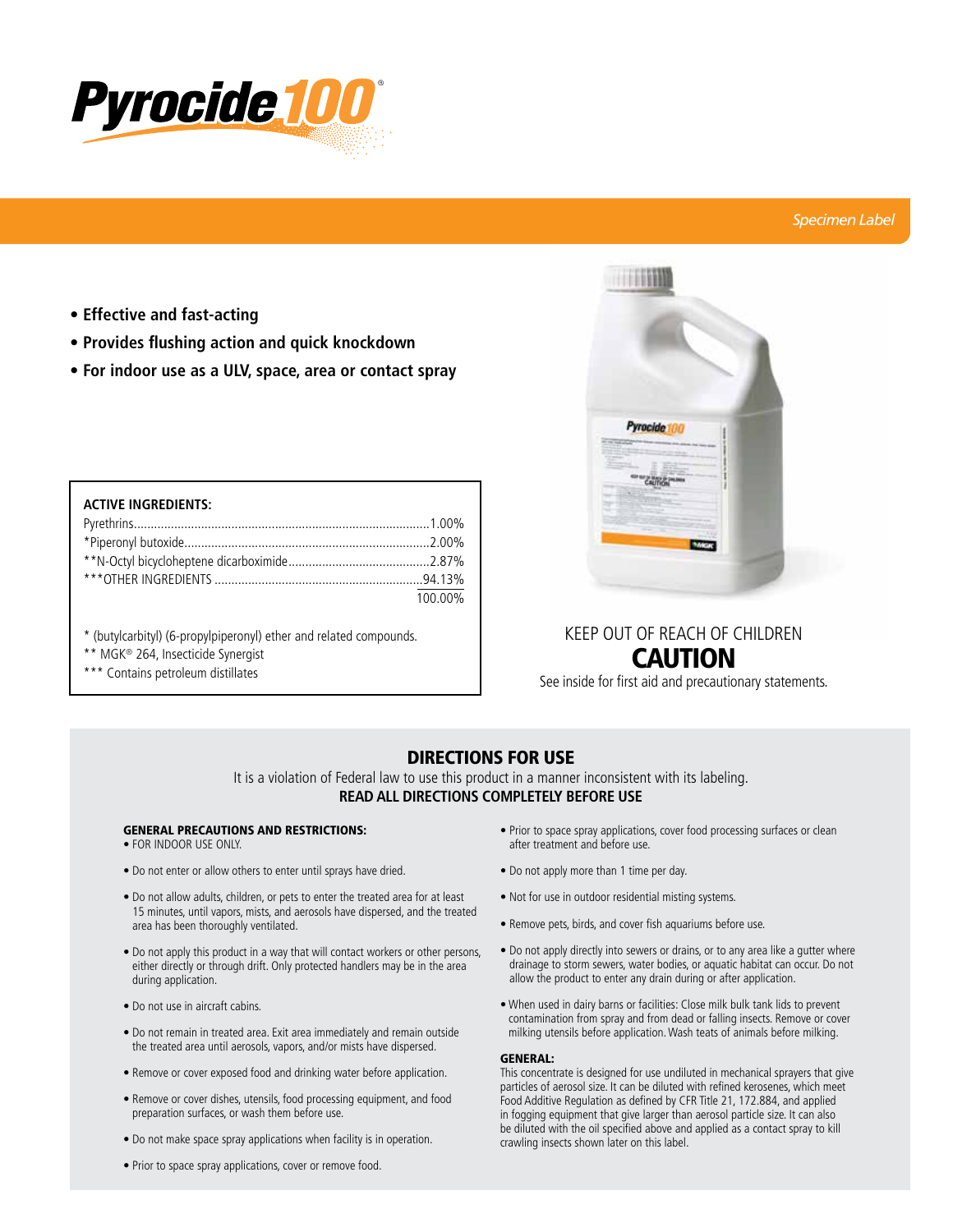# Pyrocide 100®

*Specimen Label*

- **Effective and fast-acting**
- **Provides flushing action and quick knockdown**
- **For indoor use as a ULV, space, area or contact spray**

**ACTIVE INGREDIENTS:**

| | |
|---|---|
| Pyrethrins | 1.00% |
| *Piperonyl butoxide | 2.00% |
| **N-Octyl bicycloheptene dicarboximide | 2.87% |
| ***OTHER INGREDIENTS | 94.13% |
| | 100.00% |

\* (butylcarbityl) (6-propylpiperonyl) ether and related compounds.
** MGK® 264, Insecticide Synergist
*** Contains petroleum distillates

KEEP OUT OF REACH OF CHILDREN

**CAUTION**

See inside for first aid and precautionary statements.

## DIRECTIONS FOR USE

It is a violation of Federal law to use this product in a manner inconsistent with its labeling.

**READ ALL DIRECTIONS COMPLETELY BEFORE USE**

**GENERAL PRECAUTIONS AND RESTRICTIONS:**

- FOR INDOOR USE ONLY.
- Do not enter or allow others to enter until sprays have dried.
- Do not allow adults, children, or pets to enter the treated area for at least 15 minutes, until vapors, mists, and aerosols have dispersed, and the treated area has been thoroughly ventilated.
- Do not apply this product in a way that will contact workers or other persons, either directly or through drift. Only protected handlers may be in the area during application.
- Do not use in aircraft cabins.
- Do not remain in treated area. Exit area immediately and remain outside the treated area until aerosols, vapors, and/or mists have dispersed.
- Remove or cover exposed food and drinking water before application.
- Remove or cover dishes, utensils, food processing equipment, and food preparation surfaces, or wash them before use.
- Do not make space spray applications when facility is in operation.
- Prior to space spray applications, cover or remove food.
- Prior to space spray applications, cover food processing surfaces or clean after treatment and before use.
- Do not apply more than 1 time per day.
- Not for use in outdoor residential misting systems.
- Remove pets, birds, and cover fish aquariums before use.
- Do not apply directly into sewers or drains, or to any area like a gutter where drainage to storm sewers, water bodies, or aquatic habitat can occur. Do not allow the product to enter any drain during or after application.
- When used in dairy barns or facilities: Close milk bulk tank lids to prevent contamination from spray and from dead or falling insects. Remove or cover milking utensils before application. Wash teats of animals before milking.

**GENERAL:**

This concentrate is designed for use undiluted in mechanical sprayers that give particles of aerosol size. It can be diluted with refined kerosenes, which meet Food Additive Regulation as defined by CFR Title 21, 172.884, and applied in fogging equipment that give larger than aerosol particle size. It can also be diluted with the oil specified above and applied as a contact spray to kill crawling insects shown later on this label.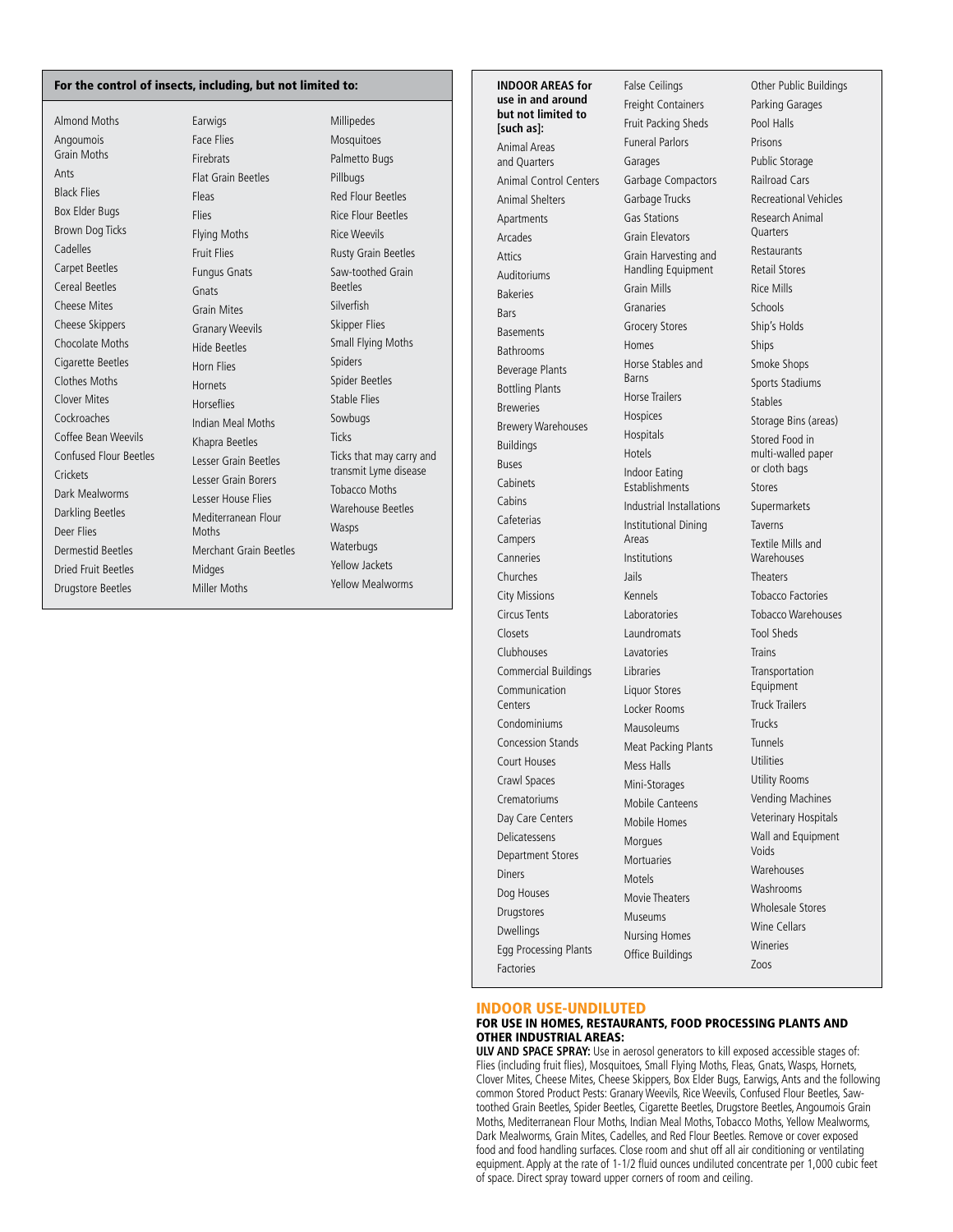**For the control of insects, including, but not limited to:**

Almond Moths
Angoumois Grain Moths
Ants
Black Flies
Box Elder Bugs
Brown Dog Ticks
Cadelles
Carpet Beetles
Cereal Beetles
Cheese Mites
Cheese Skippers
Chocolate Moths
Cigarette Beetles
Clothes Moths
Clover Mites
Cockroaches
Coffee Bean Weevils
Confused Flour Beetles
Crickets
Dark Mealworms
Darkling Beetles
Deer Flies
Dermestid Beetles
Dried Fruit Beetles
Drugstore Beetles
Earwigs
Face Flies
Firebrats
Flat Grain Beetles
Fleas
Flies
Flying Moths
Fruit Flies
Fungus Gnats
Gnats
Grain Mites
Granary Weevils
Hide Beetles
Horn Flies
Hornets
Horseflies
Indian Meal Moths
Khapra Beetles
Lesser Grain Beetles
Lesser Grain Borers
Lesser House Flies
Mediterranean Flour Moths
Merchant Grain Beetles
Midges
Miller Moths
Millipedes
Mosquitoes
Palmetto Bugs
Pillbugs
Red Flour Beetles
Rice Flour Beetles
Rice Weevils
Rusty Grain Beetles
Saw-toothed Grain Beetles
Silverfish
Skipper Flies
Small Flying Moths
Spiders
Spider Beetles
Stable Flies
Sowbugs
Ticks
Ticks that may carry and transmit Lyme disease
Tobacco Moths
Warehouse Beetles
Wasps
Waterbugs
Yellow Jackets
Yellow Mealworms

**INDOOR AREAS for use in and around but not limited to [such as]:**

Animal Areas and Quarters
Animal Control Centers
Animal Shelters
Apartments
Arcades
Attics
Auditoriums
Bakeries
Bars
Basements
Bathrooms
Beverage Plants
Bottling Plants
Breweries
Brewery Warehouses
Buildings
Buses
Cabinets
Cabins
Cafeterias
Campers
Canneries
Churches
City Missions
Circus Tents
Closets
Clubhouses
Commercial Buildings
Communication Centers
Condominiums
Concession Stands
Court Houses
Crawl Spaces
Crematoriums
Day Care Centers
Delicatessens
Department Stores
Diners
Dog Houses
Drugstores
Dwellings
Egg Processing Plants
Factories
False Ceilings
Freight Containers
Fruit Packing Sheds
Funeral Parlors
Garages
Garbage Compactors
Garbage Trucks
Gas Stations
Grain Elevators
Grain Harvesting and Handling Equipment
Grain Mills
Granaries
Grocery Stores
Homes
Horse Stables and Barns
Horse Trailers
Hospices
Hospitals
Hotels
Indoor Eating Establishments
Industrial Installations
Institutional Dining Areas
Institutions
Jails
Kennels
Laboratories
Laundromats
Lavatories
Libraries
Liquor Stores
Locker Rooms
Mausoleums
Meat Packing Plants
Mess Halls
Mini-Storages
Mobile Canteens
Mobile Homes
Morgues
Mortuaries
Motels
Movie Theaters
Museums
Nursing Homes
Office Buildings
Other Public Buildings
Parking Garages
Pool Halls
Prisons
Public Storage
Railroad Cars
Recreational Vehicles
Research Animal Quarters
Restaurants
Retail Stores
Rice Mills
Schools
Ship's Holds
Ships
Smoke Shops
Sports Stadiums
Stables
Storage Bins (areas)
Stored Food in multi-walled paper or cloth bags
Stores
Supermarkets
Taverns
Textile Mills and Warehouses
Theaters
Tobacco Factories
Tobacco Warehouses
Tool Sheds
Trains
Transportation Equipment
Truck Trailers
Trucks
Tunnels
Utilities
Utility Rooms
Vending Machines
Veterinary Hospitals
Wall and Equipment Voids
Warehouses
Washrooms
Wholesale Stores
Wine Cellars
Wineries
Zoos

## INDOOR USE-UNDILUTED

### FOR USE IN HOMES, RESTAURANTS, FOOD PROCESSING PLANTS AND OTHER INDUSTRIAL AREAS:

**ULV AND SPACE SPRAY:** Use in aerosol generators to kill exposed accessible stages of: Flies (including fruit flies), Mosquitoes, Small Flying Moths, Fleas, Gnats, Wasps, Hornets, Clover Mites, Cheese Mites, Cheese Skippers, Box Elder Bugs, Earwigs, Ants and the following common Stored Product Pests: Granary Weevils, Rice Weevils, Confused Flour Beetles, Saw-toothed Grain Beetles, Spider Beetles, Cigarette Beetles, Drugstore Beetles, Angoumois Grain Moths, Mediterranean Flour Moths, Indian Meal Moths, Tobacco Moths, Yellow Mealworms, Dark Mealworms, Grain Mites, Cadelles, and Red Flour Beetles. Remove or cover exposed food and food handling surfaces. Close room and shut off all air conditioning or ventilating equipment. Apply at the rate of 1-1/2 fluid ounces undiluted concentrate per 1,000 cubic feet of space. Direct spray toward upper corners of room and ceiling.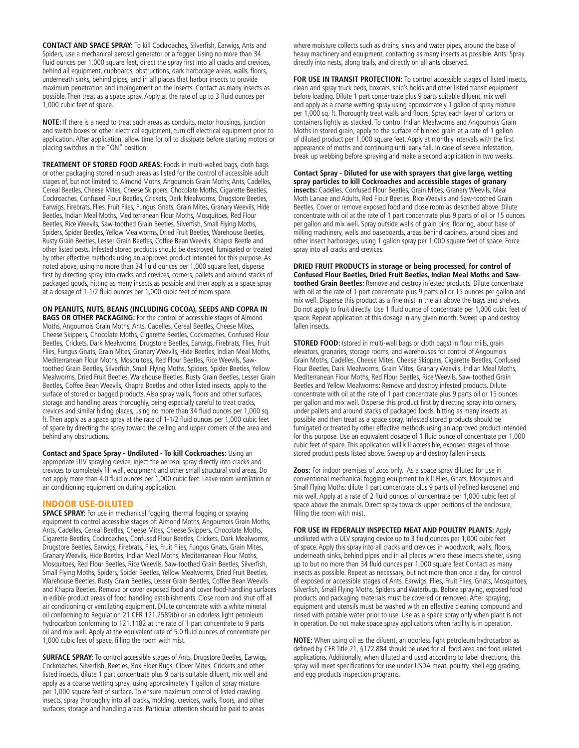**CONTACT AND SPACE SPRAY:** To kill Cockroaches, Silverfish, Earwigs, Ants and Spiders, use a mechanical aerosol generator or a fogger. Using no more than 34 fluid ounces per 1,000 square feet, direct the spray first into all cracks and crevices, behind all equipment, cupboards, obstructions, dark harborage areas, walls, floors, underneath sinks, behind pipes, and in all places that harbor insects to provide maximum penetration and impingement on the insects. Contact as many insects as possible. Then treat as a space spray. Apply at the rate of up to 3 fluid ounces per 1,000 cubic feet of space.

**NOTE:** If there is a need to treat such areas as conduits, motor housings, junction and switch boxes or other electrical equipment, turn off electrical equipment prior to application. After application, allow time for oil to dissipate before starting motors or placing switches in the "ON" position.

**TREATMENT OF STORED FOOD AREAS:** Foods in multi-walled bags, cloth bags or other packaging stored in such areas as listed for the control of accessible adult stages of, but not limited to, Almond Moths, Angoumois Grain Moths, Ants, Cadelles, Cereal Beetles, Cheese Mites, Cheese Skippers, Chocolate Moths, Cigarette Beetles, Cockroaches, Confused Flour Beetles, Crickets, Dark Mealworms, Drugstore Beetles, Earwigs, Firebrats, Flies, Fruit Flies, Fungus Gnats, Grain Mites, Granary Weevils, Hide Beetles, Indian Meal Moths, Mediterranean Flour Moths, Mosquitoes, Red Flour Beetles, Rice Weevils, Saw-toothed Grain Beetles, Silverfish, Small Flying Moths, Spiders, Spider Beetles, Yellow Mealworms, Dried Fruit Beetles, Warehouse Beetles, Rusty Grain Beetles, Lesser Grain Beetles, Coffee Bean Weevils, Khapra Beetle and other listed pests. Infested stored products should be destroyed, fumigated or treated by other effective methods using an approved product intended for this purpose. As noted above, using no more than 34 fluid ounces per 1,000 square feet, disperse first by directing spray into cracks and crevices, corners, pallets and around stacks of packaged goods, hitting as many insects as possible and then apply as a space spray at a dosage of 1-1/2 fluid ounces per 1,000 cubic feet of room space.

**ON PEANUTS, NUTS, BEANS (INCLUDING COCOA), SEEDS AND COPRA IN BAGS OR OTHER PACKAGING:** For the control of accessible stages of Almond Moths, Angoumois Grain Moths, Ants, Cadelles, Cereal Beetles, Cheese Mites, Cheese Skippers, Chocolate Moths, Cigarette Beetles, Cockroaches, Confused Flour Beetles, Crickets, Dark Mealworms, Drugstore Beetles, Earwigs, Firebrats, Flies, Fruit Flies, Fungus Gnats, Grain Mites, Granary Weevils, Hide Beetles, Indian Meal Moths, Mediterranean Flour Moths, Mosquitoes, Red Flour Beetles, Rice Weevils, Saw-toothed Grain Beetles, Silverfish, Small Flying Moths, Spiders, Spider Beetles, Yellow Mealworms, Dried Fruit Beetles, Warehouse Beetles, Rusty Grain Beetles, Lesser Grain Beetles, Coffee Bean Weevils, Khapra Beetles and other listed insects, apply to the surface of stored or bagged products. Also spray walls, floors and other surfaces, storage and handling areas thoroughly, being especially careful to treat cracks, crevices and similar hiding places, using no more than 34 fluid ounces per 1,000 sq. ft. Then apply as a space spray at the rate of 1-1/2 fluid ounces per 1,000 cubic feet of space by directing the spray toward the ceiling and upper corners of the area and behind any obstructions.

**Contact and Space Spray - Undiluted - To kill Cockroaches:** Using an appropriate ULV spraying device, inject the aerosol spray directly into cracks and crevices to completely fill wall, equipment and other small structural void areas. Do not apply more than 4.0 fluid ounces per 1,000 cubic feet. Leave room ventilation or air conditioning equipment on during application.

## INDOOR USE-DILUTED

**SPACE SPRAY:** For use in mechanical fogging, thermal fogging or spraying equipment to control accessible stages of: Almond Moths, Angoumois Grain Moths, Ants, Cadelles, Cereal Beetles, Cheese Mites, Cheese Skippers, Chocolate Moths, Cigarette Beetles, Cockroaches, Confused Flour Beetles, Crickets, Dark Mealworms, Drugstore Beetles, Earwigs, Firebrats, Flies, Fruit Flies, Fungus Gnats, Grain Mites, Granary Weevils, Hide Beetles, Indian Meal Moths, Mediterranean Flour Moths, Mosquitoes, Red Flour Beetles, Rice Weevils, Saw-toothed Grain Beetles, Silverfish, Small Flying Moths, Spiders, Spider Beetles, Yellow Mealworms, Dried Fruit Beetles, Warehouse Beetles, Rusty Grain Beetles, Lesser Grain Beetles, Coffee Bean Weevils and Khapra Beetles. Remove or cover exposed food and cover food-handling surfaces in edible product areas of food handling establishments. Close room and shut off all air conditioning or ventilating equipment. Dilute concentrate with a white mineral oil conforming to Regulation 21 CFR 121.2589(b) or an odorless light petroleum hydrocarbon conforming to 121.1182 at the rate of 1 part concentrate to 9 parts oil and mix well. Apply at the equivalent rate of 5.0 fluid ounces of concentrate per 1,000 cubic feet of space, filling the room with mist.

**SURFACE SPRAY:** To control accessible stages of Ants, Drugstore Beetles, Earwigs, Cockroaches, Silverfish, Beetles, Box Elder Bugs, Clover Mites, Crickets and other listed insects, dilute 1 part concentrate plus 9 parts suitable diluent, mix well and apply as a coarse wetting spray, using approximately 1 gallon of spray mixture per 1,000 square feet of surface. To ensure maximum control of listed crawling insects, spray thoroughly into all cracks, molding, crevices, walls, floors, and other surfaces, storage and handling areas. Particular attention should be paid to areas where moisture collects such as drains, sinks and water pipes, around the base of heavy machinery and equipment, contacting as many insects as possible. Ants: Spray directly into nests, along trails, and directly on all ants observed.

**FOR USE IN TRANSIT PROTECTION:** To control accessible stages of listed insects, clean and spray truck beds, boxcars, ship's holds and other listed transit equipment before loading. Dilute 1 part concentrate plus 9 parts suitable diluent, mix well and apply as a coarse wetting spray using approximately 1 gallon of spray mixture per 1,000 sq. ft. Thoroughly treat walls and floors. Spray each layer of cartons or containers lightly as stacked. To control Indian Mealworms and Angoumois Grain Moths in stored grain, apply to the surface of binned grain at a rate of 1 gallon of diluted product per 1,000 square feet. Apply at monthly intervals with the first appearance of moths and continuing until early fall. In case of severe infestation, break up webbing before spraying and make a second application in two weeks.

**Contact Spray - Diluted for use with sprayers that give large, wetting spray particles to kill Cockroaches and accessible stages of granary insects:** Cadelles, Confused Flour Beetles, Grain Mites, Granary Weevils, Meal Moth Larvae and Adults, Red Flour Beetles, Rice Weevils and Saw-toothed Grain Beetles. Cover or remove exposed food and close room as described above. Dilute concentrate with oil at the rate of 1 part concentrate plus 9 parts of oil or 15 ounces per gallon and mix well. Spray outside walls of grain bins, flooring, about base of milling machinery, walls and baseboards, areas behind cabinets, around pipes and other insect harborages, using 1 gallon spray per 1,000 square feet of space. Force spray into all cracks and crevices.

**DRIED FRUIT PRODUCTS in storage or being processed, for control of Confused Flour Beetles, Dried Fruit Beetles, Indian Meal Moths and Saw-toothed Grain Beetles:** Remove and destroy infested products. Dilute concentrate with oil at the rate of 1 part concentrate plus 9 parts oil or 15 ounces per gallon and mix well. Disperse this product as a fine mist in the air above the trays and shelves. Do not apply to fruit directly. Use 1 fluid ounce of concentrate per 1,000 cubic feet of space. Repeat application at this dosage in any given month. Sweep up and destroy fallen insects.

**STORED FOOD:** (stored in multi-wall bags or cloth bags) in flour mills, grain elevators, granaries, storage rooms, and warehouses for control of Angoumois Grain Moths, Cadelles, Cheese Mites, Cheese Skippers, Cigarette Beetles, Confused Flour Beetles, Dark Mealworms, Grain Mites, Granary Weevils, Indian Meal Moths, Mediterranean Flour Moths, Red Flour Beetles, Rice Weevils, Saw-toothed Grain Beetles and Yellow Mealworms: Remove and destroy infested products. Dilute concentrate with oil at the rate of 1 part concentrate plus 9 parts oil or 15 ounces per gallon and mix well. Disperse this product first by directing spray into corners, under pallets and around stacks of packaged foods, hitting as many insects as possible and then treat as a space spray. Infested stored products should be fumigated or treated by other effective methods using an approved product intended for this purpose. Use an equivalent dosage of 1 fluid ounce of concentrate per 1,000 cubic feet of space. This application will kill accessible, exposed stages of those stored product pests listed above. Sweep up and destroy fallen insects.

**Zoos:** For indoor premises of zoos only. As a space spray diluted for use in conventional mechanical fogging equipment to kill Flies, Gnats, Mosquitoes and Small Flying Moths: dilute 1 part concentrate plus 9 parts oil (refined kerosene) and mix well. Apply at a rate of 2 fluid ounces of concentrate per 1,000 cubic feet of space above the animals. Direct spray towards upper portions of the enclosure, filling the room with mist.

**FOR USE IN FEDERALLY INSPECTED MEAT AND POULTRY PLANTS:** Apply undiluted with a ULV spraying device up to 3 fluid ounces per 1,000 cubic feet of space. Apply this spray into all cracks and crevices in woodwork, walls, floors, underneath sinks, behind pipes and in all places where these insects shelter, using up to but no more than 34 fluid ounces per 1,000 square feet Contact as many insects as possible. Repeat as necessary, but not more than once a day, for control of exposed or accessible stages of Ants, Earwigs, Flies, Fruit Flies, Gnats, Mosquitoes, Silverfish, Small Flying Moths, Spiders and Waterbugs. Before spraying, exposed food products and packaging materials must be covered or removed. After spraying, equipment and utensils must be washed with an effective cleaning compound and rinsed with potable water prior to use. Use as a space spray only when plant is not in operation. Do not make space spray applications when facility is in operation.

**NOTE:** When using oil as the diluent, an odorless light petroleum hydrocarbon as defined by CFR Title 21, §172.884 should be used for all food area and food related applications. Additionally, when diluted and used according to label directions, this spray will meet specifications for use under USDA meat, poultry, shell egg grading, and egg products inspection programs.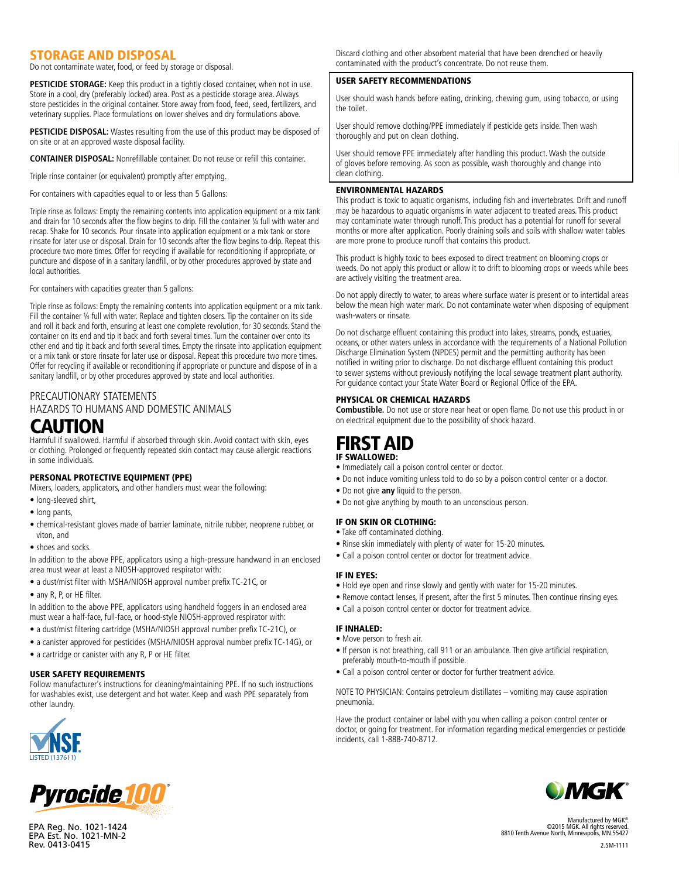## STORAGE AND DISPOSAL

Do not contaminate water, food, or feed by storage or disposal.

**PESTICIDE STORAGE:** Keep this product in a tightly closed container, when not in use. Store in a cool, dry (preferably locked) area. Post as a pesticide storage area. Always store pesticides in the original container. Store away from food, feed, seed, fertilizers, and veterinary supplies. Place formulations on lower shelves and dry formulations above.

**PESTICIDE DISPOSAL:** Wastes resulting from the use of this product may be disposed of on site or at an approved waste disposal facility.

**CONTAINER DISPOSAL:** Nonrefillable container. Do not reuse or refill this container.

Triple rinse container (or equivalent) promptly after emptying.

For containers with capacities equal to or less than 5 Gallons:

Triple rinse as follows: Empty the remaining contents into application equipment or a mix tank and drain for 10 seconds after the flow begins to drip. Fill the container ¼ full with water and recap. Shake for 10 seconds. Pour rinsate into application equipment or a mix tank or store rinsate for later use or disposal. Drain for 10 seconds after the flow begins to drip. Repeat this procedure two more times. Offer for recycling if available for reconditioning if appropriate, or puncture and dispose of in a sanitary landfill, or by other procedures approved by state and local authorities.

For containers with capacities greater than 5 gallons:

Triple rinse as follows: Empty the remaining contents into application equipment or a mix tank. Fill the container ¼ full with water. Replace and tighten closers. Tip the container on its side and roll it back and forth, ensuring at least one complete revolution, for 30 seconds. Stand the container on its end and tip it back and forth several times. Turn the container over onto its other end and tip it back and forth several times. Empty the rinsate into application equipment or a mix tank or store rinsate for later use or disposal. Repeat this procedure two more times. Offer for recycling if available or reconditioning if appropriate or puncture and dispose of in a sanitary landfill, or by other procedures approved by state and local authorities.

## PRECAUTIONARY STATEMENTS

### HAZARDS TO HUMANS AND DOMESTIC ANIMALS

# CAUTION

Harmful if swallowed. Harmful if absorbed through skin. Avoid contact with skin, eyes or clothing. Prolonged or frequently repeated skin contact may cause allergic reactions in some individuals.

### PERSONAL PROTECTIVE EQUIPMENT (PPE)

Mixers, loaders, applicators, and other handlers must wear the following:

- long-sleeved shirt,
- long pants,
- chemical-resistant gloves made of barrier laminate, nitrile rubber, neoprene rubber, or viton, and
- shoes and socks.

In addition to the above PPE, applicators using a high-pressure handwand in an enclosed area must wear at least a NIOSH-approved respirator with:

- a dust/mist filter with MSHA/NIOSH approval number prefix TC-21C, or
- any R, P, or HE filter.

In addition to the above PPE, applicators using handheld foggers in an enclosed area must wear a half-face, full-face, or hood-style NIOSH-approved respirator with:

- a dust/mist filtering cartridge (MSHA/NIOSH approval number prefix TC-21C), or
- a canister approved for pesticides (MSHA/NIOSH approval number prefix TC-14G), or
- a cartridge or canister with any R, P or HE filter.

### USER SAFETY REQUIREMENTS

Follow manufacturer's instructions for cleaning/maintaining PPE. If no such instructions for washables exist, use detergent and hot water. Keep and wash PPE separately from other laundry.

Discard clothing and other absorbent material that have been drenched or heavily contaminated with the product's concentrate. Do not reuse them.

### USER SAFETY RECOMMENDATIONS

User should wash hands before eating, drinking, chewing gum, using tobacco, or using the toilet.

User should remove clothing/PPE immediately if pesticide gets inside. Then wash thoroughly and put on clean clothing.

User should remove PPE immediately after handling this product. Wash the outside of gloves before removing. As soon as possible, wash thoroughly and change into clean clothing.

### ENVIRONMENTAL HAZARDS

This product is toxic to aquatic organisms, including fish and invertebrates. Drift and runoff may be hazardous to aquatic organisms in water adjacent to treated areas. This product may contaminate water through runoff. This product has a potential for runoff for several months or more after application. Poorly draining soils and soils with shallow water tables are more prone to produce runoff that contains this product.

This product is highly toxic to bees exposed to direct treatment on blooming crops or weeds. Do not apply this product or allow it to drift to blooming crops or weeds while bees are actively visiting the treatment area.

Do not apply directly to water, to areas where surface water is present or to intertidal areas below the mean high water mark. Do not contaminate water when disposing of equipment wash-waters or rinsate.

Do not discharge effluent containing this product into lakes, streams, ponds, estuaries, oceans, or other waters unless in accordance with the requirements of a National Pollution Discharge Elimination System (NPDES) permit and the permitting authority has been notified in writing prior to discharge. Do not discharge effluent containing this product to sewer systems without previously notifying the local sewage treatment plant authority. For guidance contact your State Water Board or Regional Office of the EPA.

### PHYSICAL OR CHEMICAL HAZARDS

**Combustible.** Do not use or store near heat or open flame. Do not use this product in or on electrical equipment due to the possibility of shock hazard.

# FIRST AID

### IF SWALLOWED:

- Immediately call a poison control center or doctor.
- Do not induce vomiting unless told to do so by a poison control center or a doctor.
- Do not give **any** liquid to the person.
- Do not give anything by mouth to an unconscious person.

### IF ON SKIN OR CLOTHING:

- Take off contaminated clothing.
- Rinse skin immediately with plenty of water for 15-20 minutes.
- Call a poison control center or doctor for treatment advice.

### IF IN EYES:

- Hold eye open and rinse slowly and gently with water for 15-20 minutes.
- Remove contact lenses, if present, after the first 5 minutes. Then continue rinsing eyes.
- Call a poison control center or doctor for treatment advice.

### IF INHALED:

- Move person to fresh air.
- If person is not breathing, call 911 or an ambulance. Then give artificial respiration, preferably mouth-to-mouth if possible.
- Call a poison control center or doctor for further treatment advice.

NOTE TO PHYSICIAN: Contains petroleum distillates – vomiting may cause aspiration pneumonia.

Have the product container or label with you when calling a poison control center or doctor, or going for treatment. For information regarding medical emergencies or pesticide incidents, call 1-888-740-8712.

NSF LISTED (137611)

Pyrocide 100®

EPA Reg. No. 1021-1424
EPA Est. No. 1021-MN-2
Rev. 0413-0415

MGK®

Manufactured by MGK®.
©2015 MGK. All rights reserved.
8810 Tenth Avenue North, Minneapolis, MN 55427

2.5M-1111